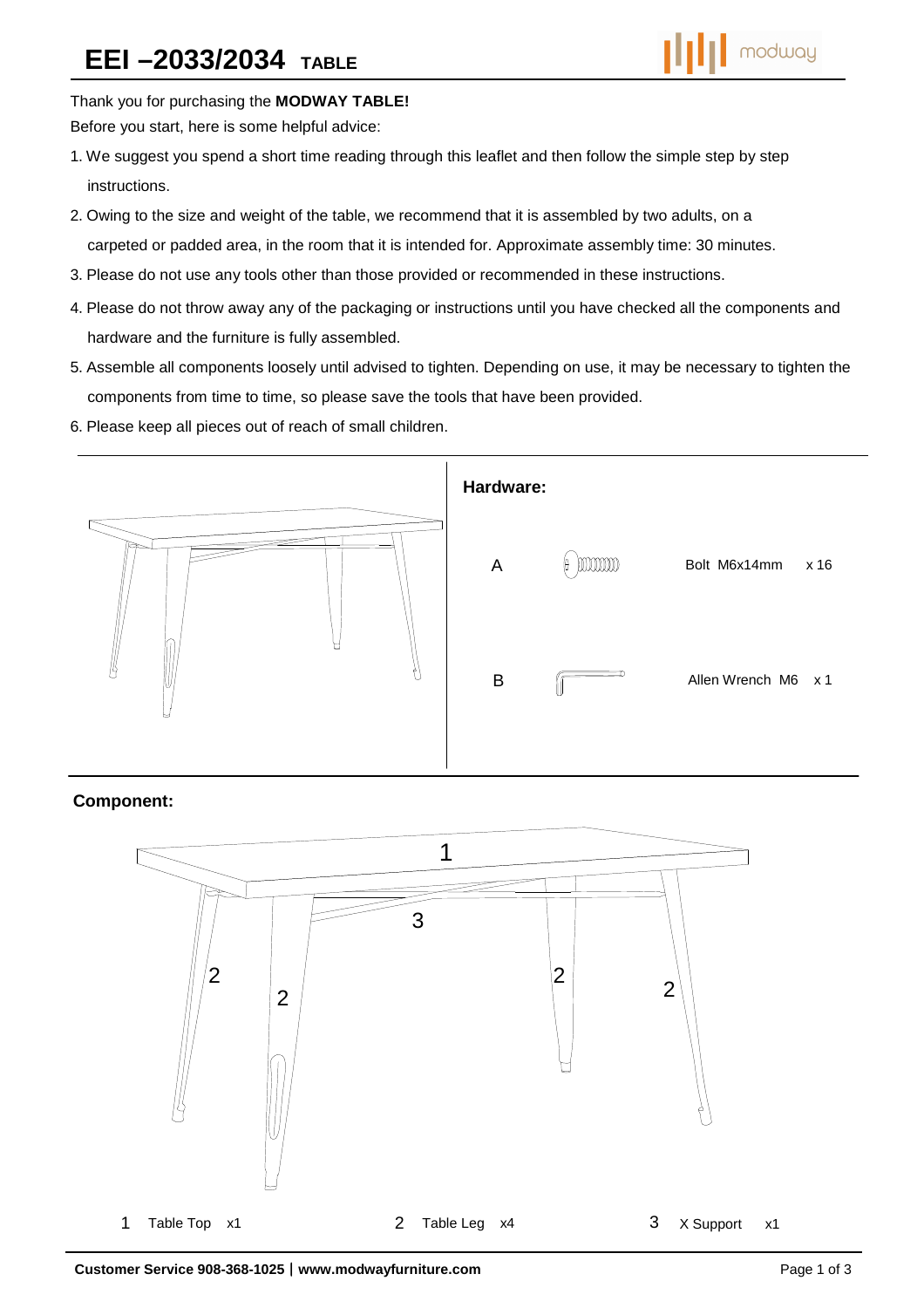# EEI –2033/2034 TABLE

Thank you for purchasing the **MODWAY TABLE!**

Before you start, here is some helpful advice:

1. We suggest you spend a short time reading through this leaflet and then follow the simple step by step instructions.
2. Owing to the size and weight of the table, we recommend that it is assembled by two adults, on a carpeted or padded area, in the room that it is intended for. Approximate assembly time: 30 minutes.
3. Please do not use any tools other than those provided or recommended in these instructions.
4. Please do not throw away any of the packaging or instructions until you have checked all the components and hardware and the furniture is fully assembled.
5. Assemble all components loosely until advised to tighten. Depending on use, it may be necessary to tighten the components from time to time, so please save the tools that have been provided.
6. Please keep all pieces out of reach of small children.

**Hardware:**

| | | |
|---|---|---|
| A | Bolt M6x14mm | x 16 |
| B | Allen Wrench M6 | x 1 |

**Component:**

| | | |
|---|---|---|
| 1 | Table Top | x1 |
| 2 | Table Leg | x4 |
| 3 | X Support | x1 |

**Customer Service 908-368-1025 | www.modwayfurniture.com**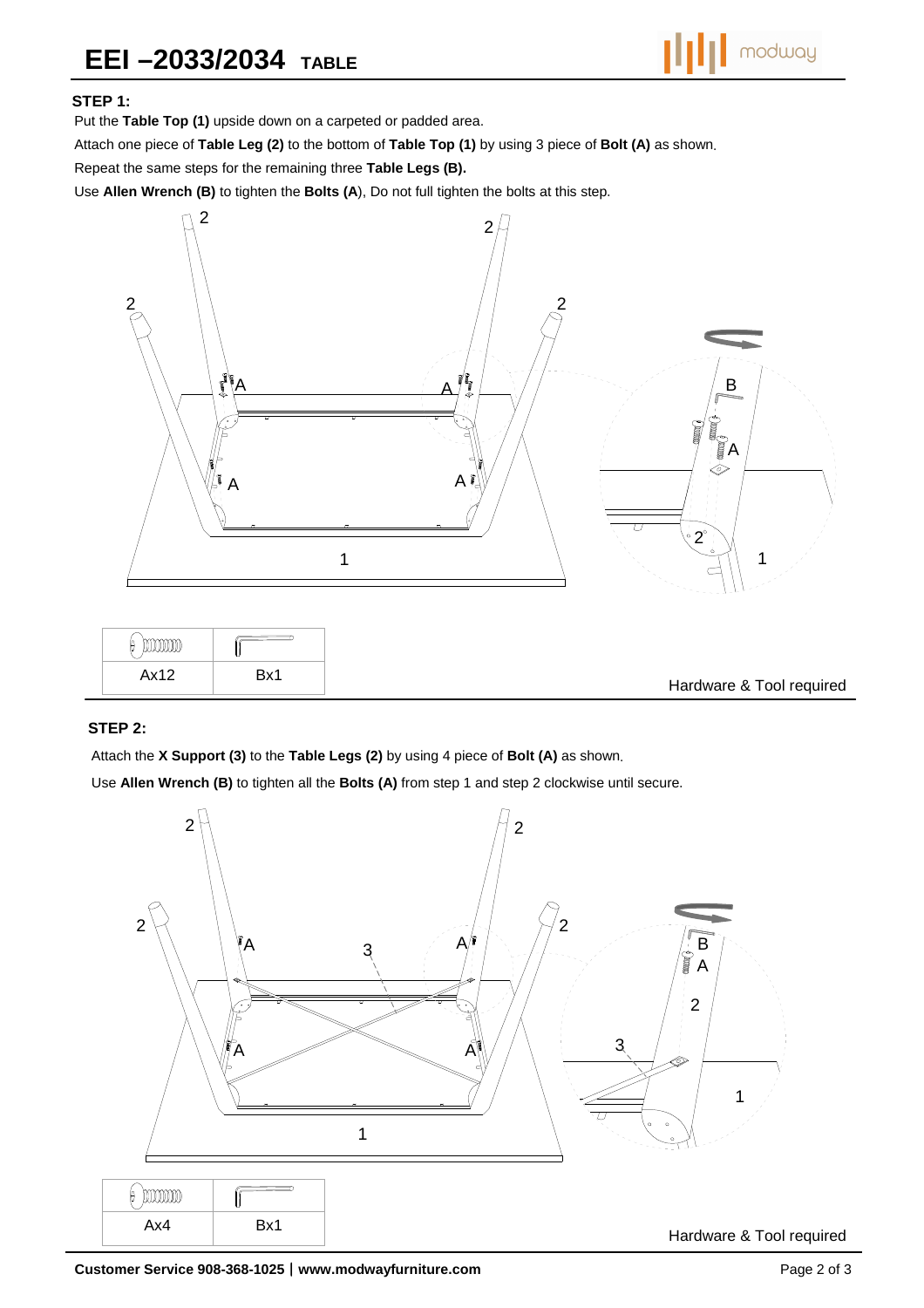# EEI –2033/2034 TABLE

### STEP 1:

Put the **Table Top (1)** upside down on a carpeted or padded area.

Attach one piece of **Table Leg (2)** to the bottom of **Table Top (1)** by using 3 piece of **Bolt (A)** as shown.

Repeat the same steps for the remaining three **Table Legs (B).**

Use **Allen Wrench (B)** to tighten the **Bolts (A**), Do not full tighten the bolts at this step.

| Ax12 | Bx1 |
|---|---|

Hardware & Tool required

### STEP 2:

Attach the **X Support (3)** to the **Table Legs (2)** by using 4 piece of **Bolt (A)** as shown.

Use **Allen Wrench (B)** to tighten all the **Bolts (A)** from step 1 and step 2 clockwise until secure.

| Ax4 | Bx1 |
|---|---|

Hardware & Tool required

**Customer Service 908-368-1025 | www.modwayfurniture.com**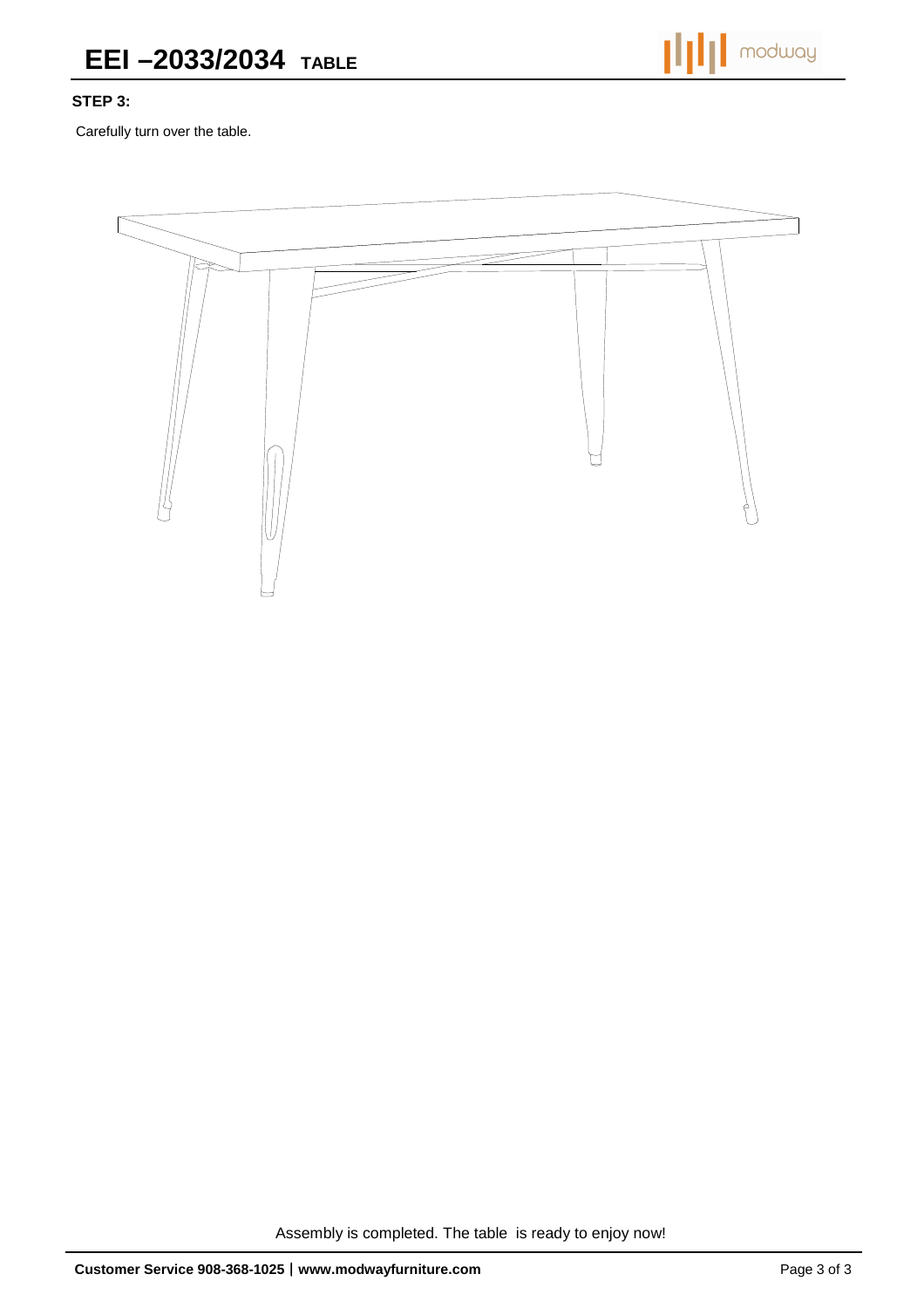### STEP 3:

Carefully turn over the table.

Assembly is completed. The table is ready to enjoy now!